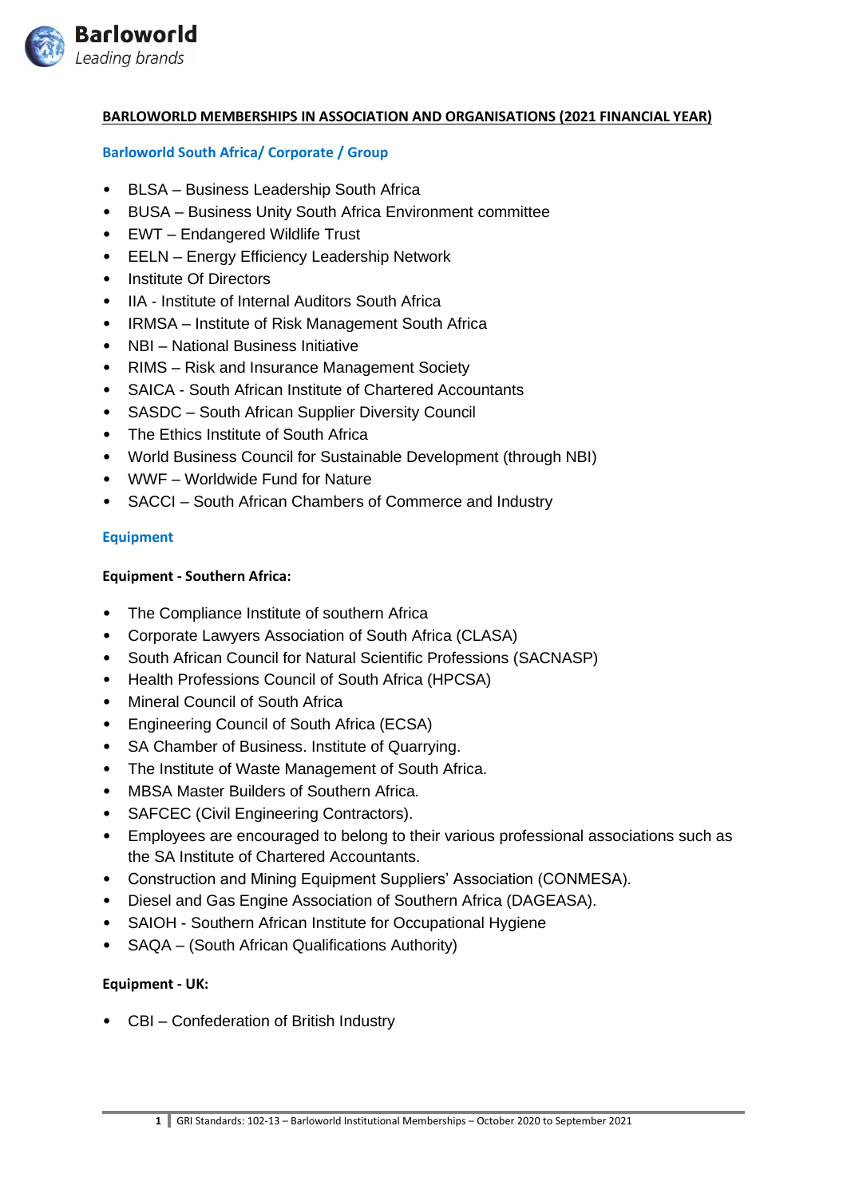# BARLOWORLD MEMBERSHIPS IN ASSOCIATION AND ORGANISATIONS (2021 FINANCIAL YEAR)

## Barloworld South Africa/ Corporate / Group

- BLSA – Business Leadership South Africa
- BUSA – Business Unity South Africa Environment committee
- EWT – Endangered Wildlife Trust
- EELN – Energy Efficiency Leadership Network
- Institute Of Directors
- IIA - Institute of Internal Auditors South Africa
- IRMSA – Institute of Risk Management South Africa
- NBI – National Business Initiative
- RIMS – Risk and Insurance Management Society
- SAICA - South African Institute of Chartered Accountants
- SASDC – South African Supplier Diversity Council
- The Ethics Institute of South Africa
- World Business Council for Sustainable Development (through NBI)
- WWF – Worldwide Fund for Nature
- SACCI – South African Chambers of Commerce and Industry

## Equipment

### Equipment - Southern Africa:

- The Compliance Institute of southern Africa
- Corporate Lawyers Association of South Africa (CLASA)
- South African Council for Natural Scientific Professions (SACNASP)
- Health Professions Council of South Africa (HPCSA)
- Mineral Council of South Africa
- Engineering Council of South Africa (ECSA)
- SA Chamber of Business. Institute of Quarrying.
- The Institute of Waste Management of South Africa.
- MBSA Master Builders of Southern Africa.
- SAFCEC (Civil Engineering Contractors).
- Employees are encouraged to belong to their various professional associations such as the SA Institute of Chartered Accountants.
- Construction and Mining Equipment Suppliers' Association (CONMESA).
- Diesel and Gas Engine Association of Southern Africa (DAGEASA).
- SAIOH - Southern African Institute for Occupational Hygiene
- SAQA – (South African Qualifications Authority)

### Equipment - UK:

- CBI – Confederation of British Industry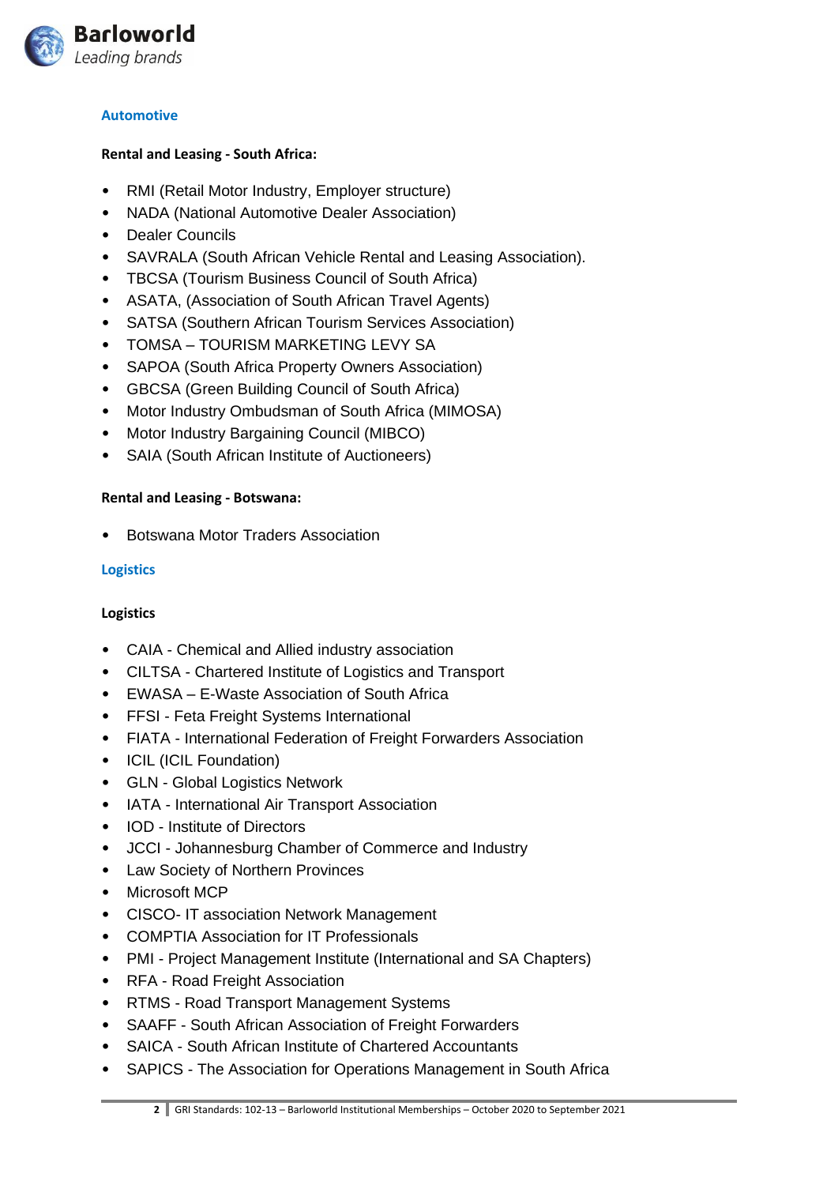## Automotive

**Rental and Leasing - South Africa:**

- RMI (Retail Motor Industry, Employer structure)
- NADA (National Automotive Dealer Association)
- Dealer Councils
- SAVRALA (South African Vehicle Rental and Leasing Association).
- TBCSA (Tourism Business Council of South Africa)
- ASATA, (Association of South African Travel Agents)
- SATSA (Southern African Tourism Services Association)
- TOMSA – TOURISM MARKETING LEVY SA
- SAPOA (South Africa Property Owners Association)
- GBCSA (Green Building Council of South Africa)
- Motor Industry Ombudsman of South Africa (MIMOSA)
- Motor Industry Bargaining Council (MIBCO)
- SAIA (South African Institute of Auctioneers)

**Rental and Leasing - Botswana:**

- Botswana Motor Traders Association

## Logistics

**Logistics**

- CAIA - Chemical and Allied industry association
- CILTSA - Chartered Institute of Logistics and Transport
- EWASA – E-Waste Association of South Africa
- FFSI - Feta Freight Systems International
- FIATA - International Federation of Freight Forwarders Association
- ICIL (ICIL Foundation)
- GLN - Global Logistics Network
- IATA - International Air Transport Association
- IOD - Institute of Directors
- JCCI - Johannesburg Chamber of Commerce and Industry
- Law Society of Northern Provinces
- Microsoft MCP
- CISCO- IT association Network Management
- COMPTIA Association for IT Professionals
- PMI - Project Management Institute (International and SA Chapters)
- RFA - Road Freight Association
- RTMS - Road Transport Management Systems
- SAAFF - South African Association of Freight Forwarders
- SAICA - South African Institute of Chartered Accountants
- SAPICS - The Association for Operations Management in South Africa